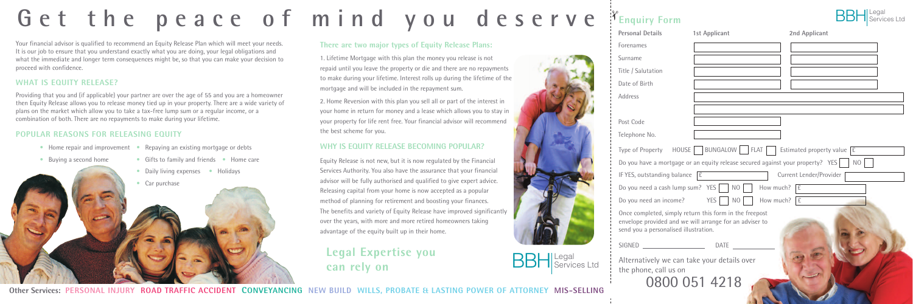# Get the peace of mind you deserve

Your financial advisor is qualified to recommend an Equity Release Plan which will meet your needs. It is our job to ensure that you understand exactly what you are doing, your legal obligations and what the immediate and longer term consequences might be, so that you can make your decision to proceed with confidence.

## WHAT IS EQUITY RELEASE?

Providing that you and (if applicable) your partner are over the age of 55 and you are a homeowner then Equity Release allows you to release money tied up in your property. There are a wide variety of plans on the market which allow you to take a tax-free lump sum or a regular income, or a combination of both. There are no repayments to make during your lifetime.

## POPULAR REASONS FOR RELEASING EQUITY

- Home repair and improvement
- Repaying an existing mortgage or debts
- Buying a second home
- Gifts to family and friends
- Home care
- Daily living expenses
- Holidays
- Car purchase

## There are two major types of Equity Release Plans:

1. Lifetime Mortgage with this plan the money you release is not repaid until you leave the property or die and there are no repayments to make during your lifetime. Interest rolls up during the lifetime of the mortgage and will be included in the repayment sum.

2. Home Reversion with this plan you sell all or part of the interest in your home in return for money and a lease which allows you to stay in your property for life rent free. Your financial advisor will recommend the best scheme for you.

## WHY IS EQUITY RELEASE BECOMING POPULAR?

Equity Release is not new, but it is now regulated by the Financial Services Authority. You also have the assurance that your financial advisor will be fully authorised and qualified to give expert advice. Releasing capital from your home is now accepted as a popular method of planning for retirement and boosting your finances. The benefits and variety of Equity Release have improved significantly over the years, with more and more retired homeowners taking advantage of the equity built up in their home.

## Legal Expertise you can rely on

BBH Legal Services Ltd

## Enquiry Form

BBH Legal Services Ltd

| Personal Details | 1st Applicant | 2nd Applicant |
|---|---|---|
| Forenames | | |
| Surname | | |
| Title / Salutation | | |
| Date of Birth | | |
| Address | | |
| Post Code | | |
| Telephone No. | | |

Type of Property HOUSE ☐ BUNGALOW ☐ FLAT ☐ Estimated property value £

Do you have a mortgage or an equity release secured against your property? YES ☐ NO ☐

IF YES, outstanding balance £ Current Lender/Provider

Do you need a cash lump sum? YES ☐ NO ☐ How much? £

Do you need an income? YES ☐ NO ☐ How much? £

Once completed, simply return this form in the freepost envelope provided and we will arrange for an adviser to send you a personalised illustration.

SIGNED ____________ DATE ____________

Alternatively we can take your details over the phone, call us on

**0800 051 4218**

**Other Services:** PERSONAL INJURY ROAD TRAFFIC ACCIDENT CONVEYANCING NEW BUILD WILLS, PROBATE & LASTING POWER OF ATTORNEY MIS-SELLING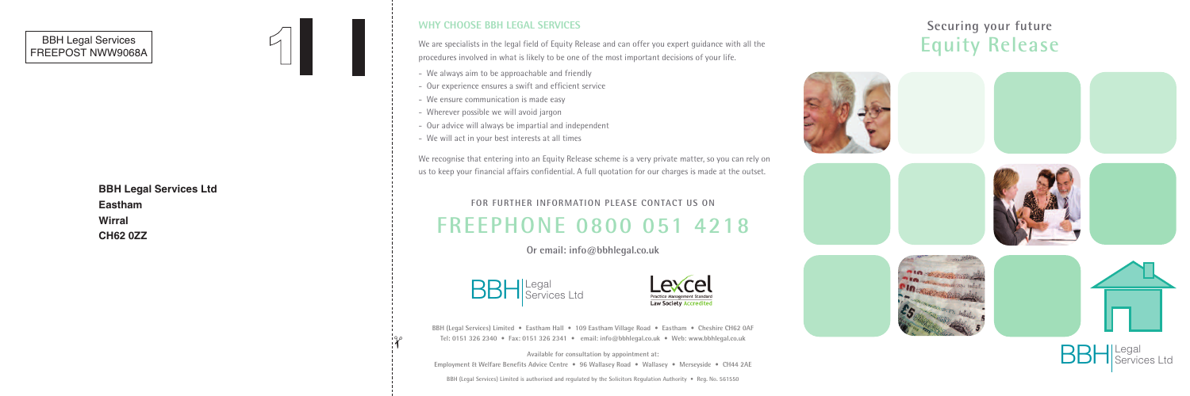BBH Legal Services
FREEPOST NWW9068A

1

**BBH Legal Services Ltd**
**Eastham**
**Wirral**
**CH62 0ZZ**

## WHY CHOOSE BBH LEGAL SERVICES

We are specialists in the legal field of Equity Release and can offer you expert guidance with all the procedures involved in what is likely to be one of the most important decisions of your life.

- We always aim to be approachable and friendly
- Our experience ensures a swift and efficient service
- We ensure communication is made easy
- Wherever possible we will avoid jargon
- Our advice will always be impartial and independent
- We will act in your best interests at all times

We recognise that entering into an Equity Release scheme is a very private matter, so you can rely on us to keep your financial affairs confidential. A full quotation for our charges is made at the outset.

### FOR FURTHER INFORMATION PLEASE CONTACT US ON

# FREEPHONE 0800 051 4218

**Or email: info@bbhlegal.co.uk**

BBH Legal Services Ltd

Lexcel Practice Management Standard Law Society Accredited

BBH (Legal Services) Limited • Eastham Hall • 109 Eastham Village Road • Eastham • Cheshire CH62 0AF
Tel: 0151 326 2340 • Fax: 0151 326 2341 • email: info@bbhlegal.co.uk • Web: www.bbhlegal.co.uk

Available for consultation by appointment at:
Employment & Welfare Benefits Advice Centre • 96 Wallasey Road • Wallasey • Merseyside • CH44 2AE

BBH (Legal Services) Limited is authorised and regulated by the Solicitors Regulation Authority • Reg. No. 561550

## Securing your future
# Equity Release

BBH Legal Services Ltd